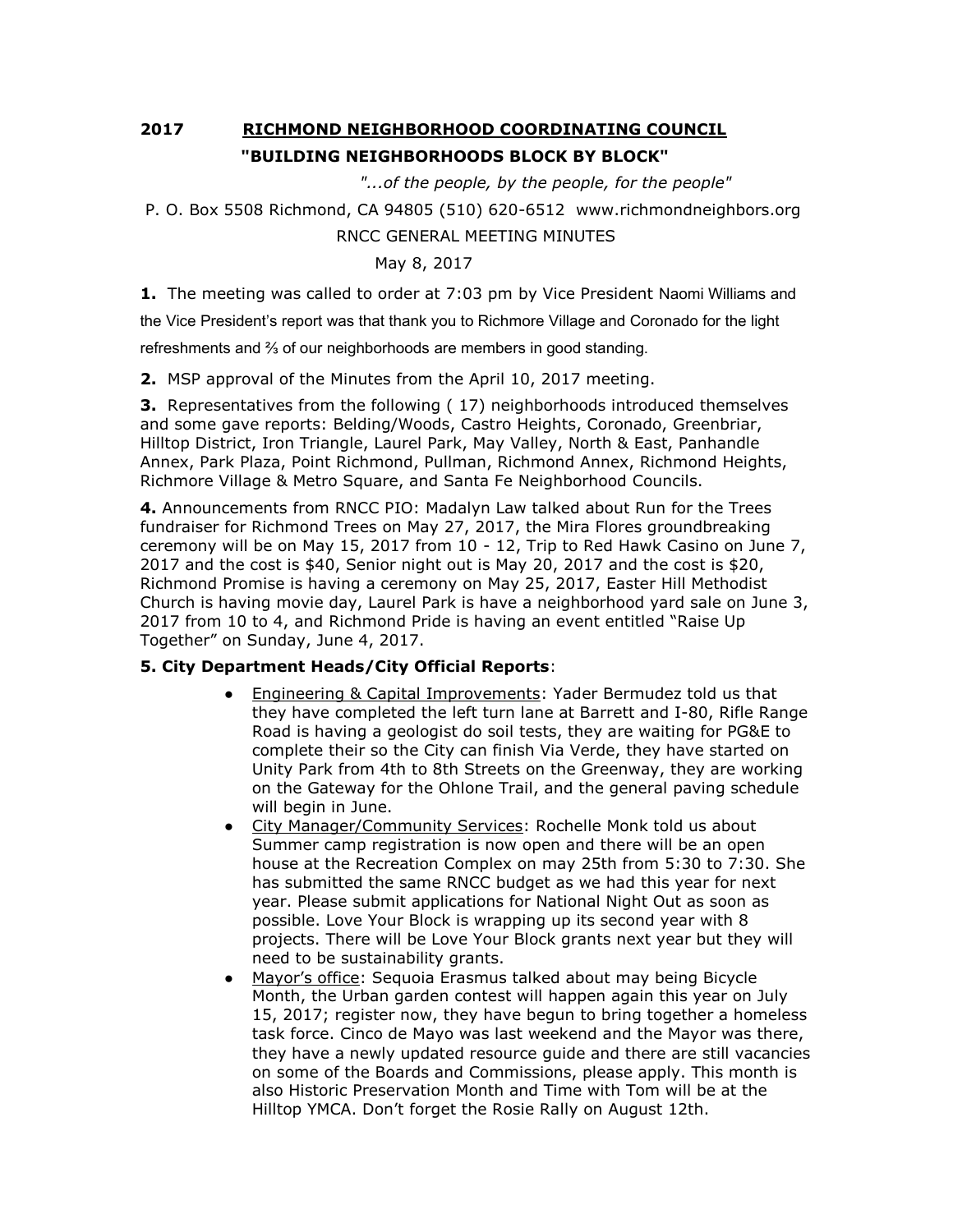**2017 RICHMOND NEIGHBORHOOD COORDINATING COUNCIL**

**"BUILDING NEIGHBORHOODS BLOCK BY BLOCK"**

*"...of the people, by the people, for the people"*

P. O. Box 5508 Richmond, CA 94805 (510) 620-6512 www.richmondneighbors.org

RNCC GENERAL MEETING MINUTES

May 8, 2017

**1.** The meeting was called to order at 7:03 pm by Vice President Naomi Williams and the Vice President's report was that thank you to Richmore Village and Coronado for the light refreshments and ⅔ of our neighborhoods are members in good standing.

**2.** MSP approval of the Minutes from the April 10, 2017 meeting.

**3.** Representatives from the following ( 17) neighborhoods introduced themselves and some gave reports: Belding/Woods, Castro Heights, Coronado, Greenbriar, Hilltop District, Iron Triangle, Laurel Park, May Valley, North & East, Panhandle Annex, Park Plaza, Point Richmond, Pullman, Richmond Annex, Richmond Heights, Richmore Village & Metro Square, and Santa Fe Neighborhood Councils.

**4.** Announcements from RNCC PIO: Madalyn Law talked about Run for the Trees fundraiser for Richmond Trees on May 27, 2017, the Mira Flores groundbreaking ceremony will be on May 15, 2017 from 10 - 12, Trip to Red Hawk Casino on June 7, 2017 and the cost is $40, Senior night out is May 20, 2017 and the cost is $20, Richmond Promise is having a ceremony on May 25, 2017, Easter Hill Methodist Church is having movie day, Laurel Park is have a neighborhood yard sale on June 3, 2017 from 10 to 4, and Richmond Pride is having an event entitled "Raise Up Together" on Sunday, June 4, 2017.

**5. City Department Heads/City Official Reports**:

- Engineering & Capital Improvements: Yader Bermudez told us that they have completed the left turn lane at Barrett and I-80, Rifle Range Road is having a geologist do soil tests, they are waiting for PG&E to complete their so the City can finish Via Verde, they have started on Unity Park from 4th to 8th Streets on the Greenway, they are working on the Gateway for the Ohlone Trail, and the general paving schedule will begin in June.
- City Manager/Community Services: Rochelle Monk told us about Summer camp registration is now open and there will be an open house at the Recreation Complex on may 25th from 5:30 to 7:30. She has submitted the same RNCC budget as we had this year for next year. Please submit applications for National Night Out as soon as possible. Love Your Block is wrapping up its second year with 8 projects. There will be Love Your Block grants next year but they will need to be sustainability grants.
- Mayor's office: Sequoia Erasmus talked about may being Bicycle Month, the Urban garden contest will happen again this year on July 15, 2017; register now, they have begun to bring together a homeless task force. Cinco de Mayo was last weekend and the Mayor was there, they have a newly updated resource guide and there are still vacancies on some of the Boards and Commissions, please apply. This month is also Historic Preservation Month and Time with Tom will be at the Hilltop YMCA. Don't forget the Rosie Rally on August 12th.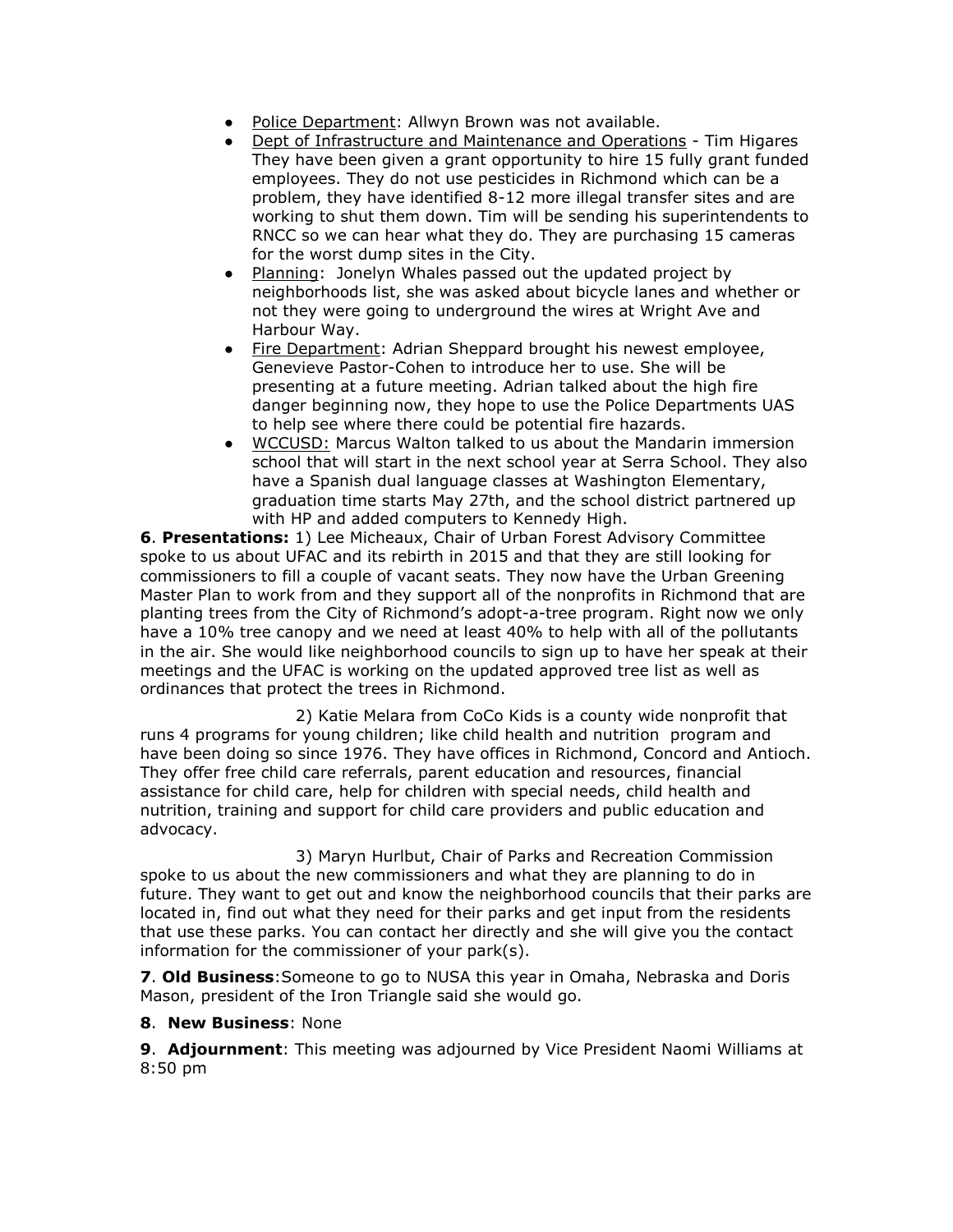- Police Department: Allwyn Brown was not available.
- Dept of Infrastructure and Maintenance and Operations - Tim Higares They have been given a grant opportunity to hire 15 fully grant funded employees. They do not use pesticides in Richmond which can be a problem, they have identified 8-12 more illegal transfer sites and are working to shut them down. Tim will be sending his superintendents to RNCC so we can hear what they do. They are purchasing 15 cameras for the worst dump sites in the City.
- Planning: Jonelyn Whales passed out the updated project by neighborhoods list, she was asked about bicycle lanes and whether or not they were going to underground the wires at Wright Ave and Harbour Way.
- Fire Department: Adrian Sheppard brought his newest employee, Genevieve Pastor-Cohen to introduce her to use. She will be presenting at a future meeting. Adrian talked about the high fire danger beginning now, they hope to use the Police Departments UAS to help see where there could be potential fire hazards.
- WCCUSD: Marcus Walton talked to us about the Mandarin immersion school that will start in the next school year at Serra School. They also have a Spanish dual language classes at Washington Elementary, graduation time starts May 27th, and the school district partnered up with HP and added computers to Kennedy High.

**6**. **Presentations:** 1) Lee Micheaux, Chair of Urban Forest Advisory Committee spoke to us about UFAC and its rebirth in 2015 and that they are still looking for commissioners to fill a couple of vacant seats. They now have the Urban Greening Master Plan to work from and they support all of the nonprofits in Richmond that are planting trees from the City of Richmond's adopt-a-tree program. Right now we only have a 10% tree canopy and we need at least 40% to help with all of the pollutants in the air. She would like neighborhood councils to sign up to have her speak at their meetings and the UFAC is working on the updated approved tree list as well as ordinances that protect the trees in Richmond.

2) Katie Melara from CoCo Kids is a county wide nonprofit that runs 4 programs for young children; like child health and nutrition program and have been doing so since 1976. They have offices in Richmond, Concord and Antioch. They offer free child care referrals, parent education and resources, financial assistance for child care, help for children with special needs, child health and nutrition, training and support for child care providers and public education and advocacy.

3) Maryn Hurlbut, Chair of Parks and Recreation Commission spoke to us about the new commissioners and what they are planning to do in future. They want to get out and know the neighborhood councils that their parks are located in, find out what they need for their parks and get input from the residents that use these parks. You can contact her directly and she will give you the contact information for the commissioner of your park(s).

**7**. **Old Business**:Someone to go to NUSA this year in Omaha, Nebraska and Doris Mason, president of the Iron Triangle said she would go.

**8**. **New Business**: None

**9**. **Adjournment**: This meeting was adjourned by Vice President Naomi Williams at 8:50 pm